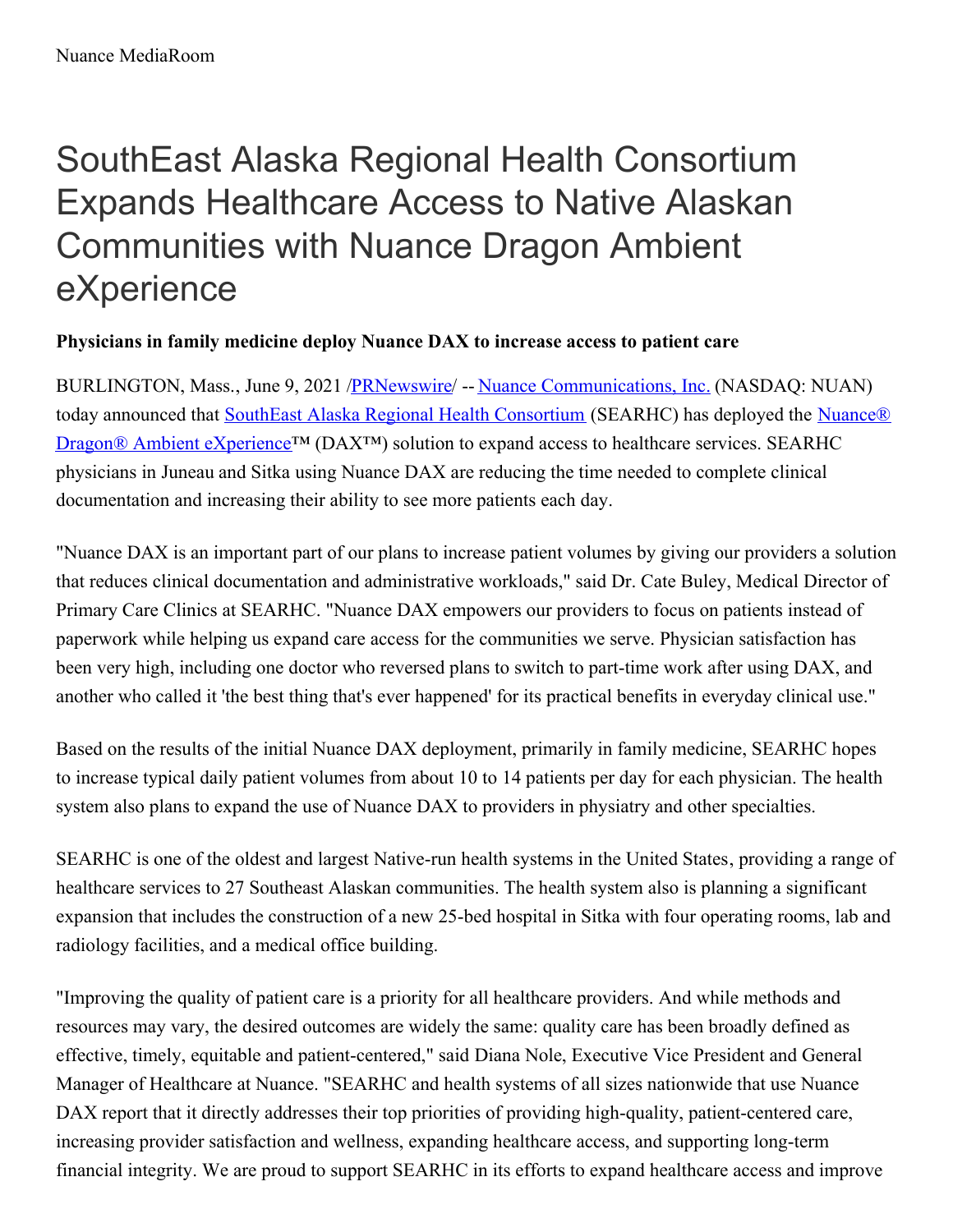Nuance MediaRoom

# SouthEast Alaska Regional Health Consortium Expands Healthcare Access to Native Alaskan Communities with Nuance Dragon Ambient eXperience

**Physicians in family medicine deploy Nuance DAX to increase access to patient care**

BURLINGTON, Mass., June 9, 2021 /PRNewswire/ -- Nuance Communications, Inc. (NASDAQ: NUAN) today announced that SouthEast Alaska Regional Health Consortium (SEARHC) has deployed the Nuance® Dragon® Ambient eXperience™ (DAX™) solution to expand access to healthcare services. SEARHC physicians in Juneau and Sitka using Nuance DAX are reducing the time needed to complete clinical documentation and increasing their ability to see more patients each day.

"Nuance DAX is an important part of our plans to increase patient volumes by giving our providers a solution that reduces clinical documentation and administrative workloads," said Dr. Cate Buley, Medical Director of Primary Care Clinics at SEARHC. "Nuance DAX empowers our providers to focus on patients instead of paperwork while helping us expand care access for the communities we serve. Physician satisfaction has been very high, including one doctor who reversed plans to switch to part-time work after using DAX, and another who called it 'the best thing that's ever happened' for its practical benefits in everyday clinical use."

Based on the results of the initial Nuance DAX deployment, primarily in family medicine, SEARHC hopes to increase typical daily patient volumes from about 10 to 14 patients per day for each physician. The health system also plans to expand the use of Nuance DAX to providers in physiatry and other specialties.

SEARHC is one of the oldest and largest Native-run health systems in the United States, providing a range of healthcare services to 27 Southeast Alaskan communities. The health system also is planning a significant expansion that includes the construction of a new 25-bed hospital in Sitka with four operating rooms, lab and radiology facilities, and a medical office building.

"Improving the quality of patient care is a priority for all healthcare providers. And while methods and resources may vary, the desired outcomes are widely the same: quality care has been broadly defined as effective, timely, equitable and patient-centered," said Diana Nole, Executive Vice President and General Manager of Healthcare at Nuance. "SEARHC and health systems of all sizes nationwide that use Nuance DAX report that it directly addresses their top priorities of providing high-quality, patient-centered care, increasing provider satisfaction and wellness, expanding healthcare access, and supporting long-term financial integrity. We are proud to support SEARHC in its efforts to expand healthcare access and improve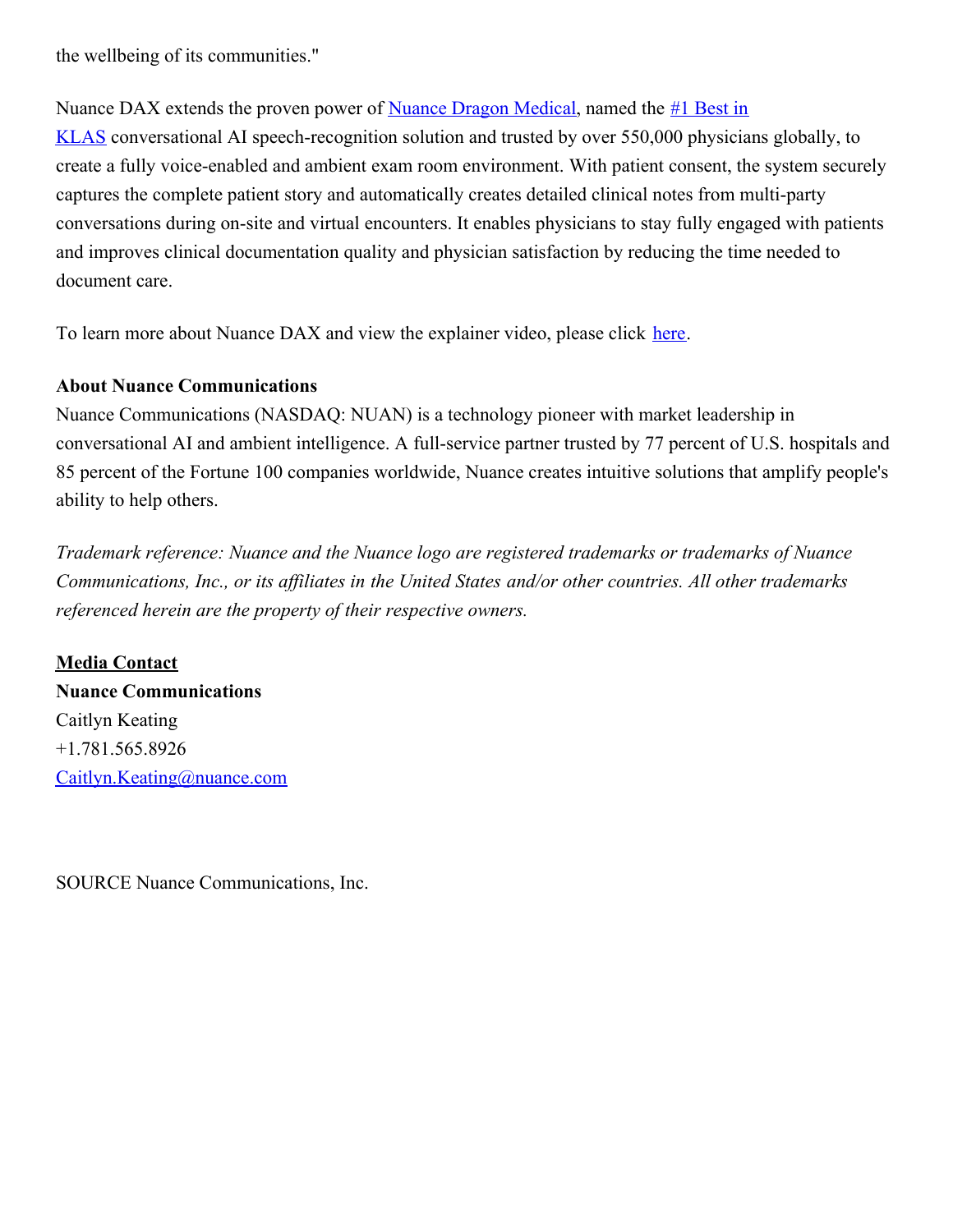the wellbeing of its communities."

Nuance DAX extends the proven power of Nuance Dragon Medical, named the #1 Best in KLAS conversational AI speech-recognition solution and trusted by over 550,000 physicians globally, to create a fully voice-enabled and ambient exam room environment. With patient consent, the system securely captures the complete patient story and automatically creates detailed clinical notes from multi-party conversations during on-site and virtual encounters. It enables physicians to stay fully engaged with patients and improves clinical documentation quality and physician satisfaction by reducing the time needed to document care.

To learn more about Nuance DAX and view the explainer video, please click here.

**About Nuance Communications**
Nuance Communications (NASDAQ: NUAN) is a technology pioneer with market leadership in conversational AI and ambient intelligence. A full-service partner trusted by 77 percent of U.S. hospitals and 85 percent of the Fortune 100 companies worldwide, Nuance creates intuitive solutions that amplify people's ability to help others.

*Trademark reference: Nuance and the Nuance logo are registered trademarks or trademarks of Nuance Communications, Inc., or its affiliates in the United States and/or other countries. All other trademarks referenced herein are the property of their respective owners.*

**Media Contact**
**Nuance Communications**
Caitlyn Keating
+1.781.565.8926
Caitlyn.Keating@nuance.com

SOURCE Nuance Communications, Inc.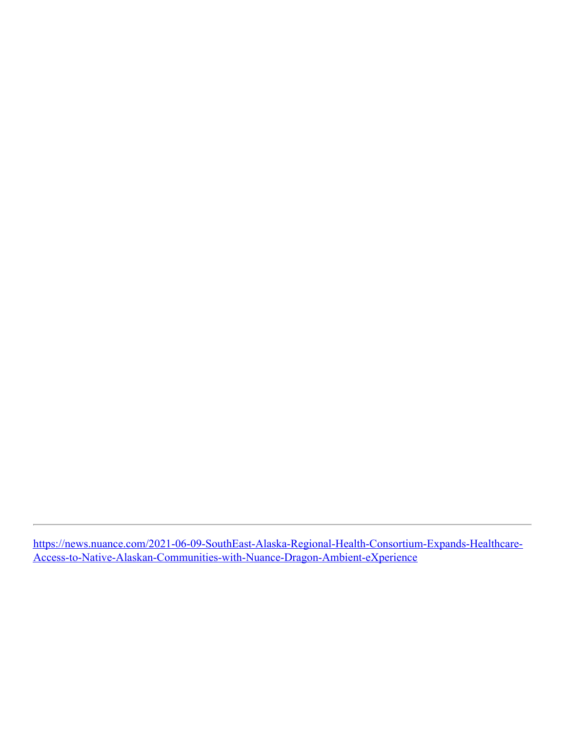---

https://news.nuance.com/2021-06-09-SouthEast-Alaska-Regional-Health-Consortium-Expands-Healthcare-Access-to-Native-Alaskan-Communities-with-Nuance-Dragon-Ambient-eXperience